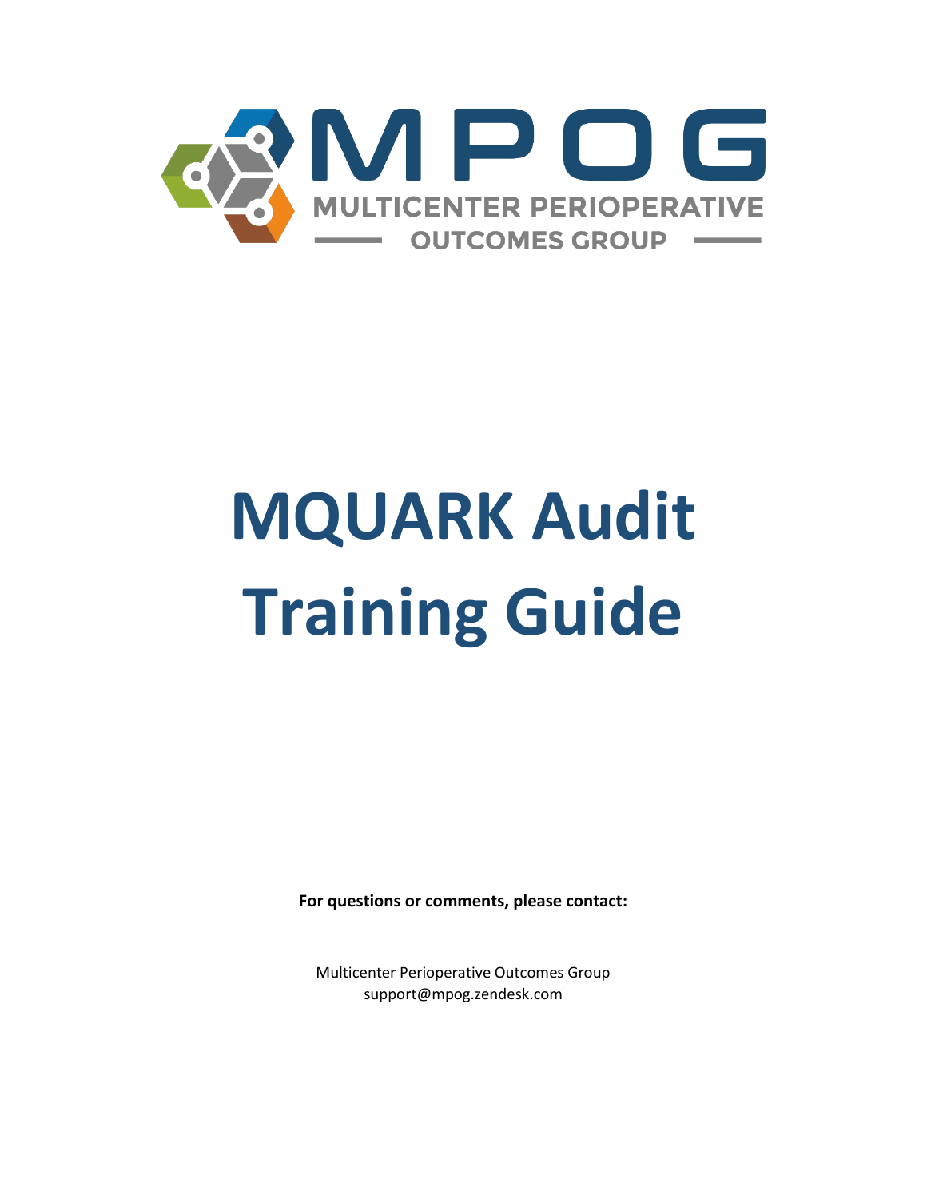MPOG

MULTICENTER PERIOPERATIVE OUTCOMES GROUP

# MQUARK Audit Training Guide

**For questions or comments, please contact:**

Multicenter Perioperative Outcomes Group
support@mpog.zendesk.com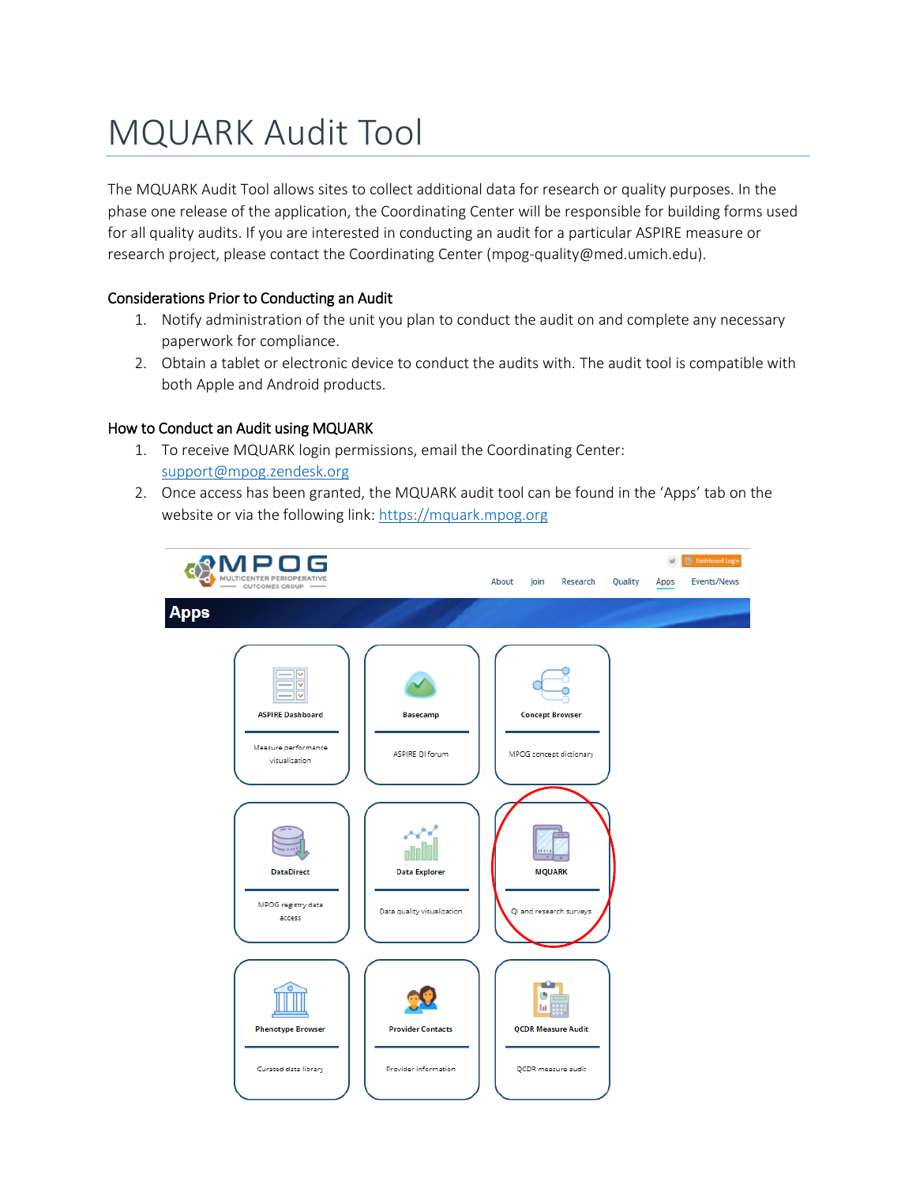# MQUARK Audit Tool

The MQUARK Audit Tool allows sites to collect additional data for research or quality purposes. In the phase one release of the application, the Coordinating Center will be responsible for building forms used for all quality audits. If you are interested in conducting an audit for a particular ASPIRE measure or research project, please contact the Coordinating Center (mpog-quality@med.umich.edu).

### Considerations Prior to Conducting an Audit

1. Notify administration of the unit you plan to conduct the audit on and complete any necessary paperwork for compliance.
2. Obtain a tablet or electronic device to conduct the audits with. The audit tool is compatible with both Apple and Android products.

### How to Conduct an Audit using MQUARK

1. To receive MQUARK login permissions, email the Coordinating Center: support@mpog.zendesk.org
2. Once access has been granted, the MQUARK audit tool can be found in the 'Apps' tab on the website or via the following link: https://mquark.mpog.org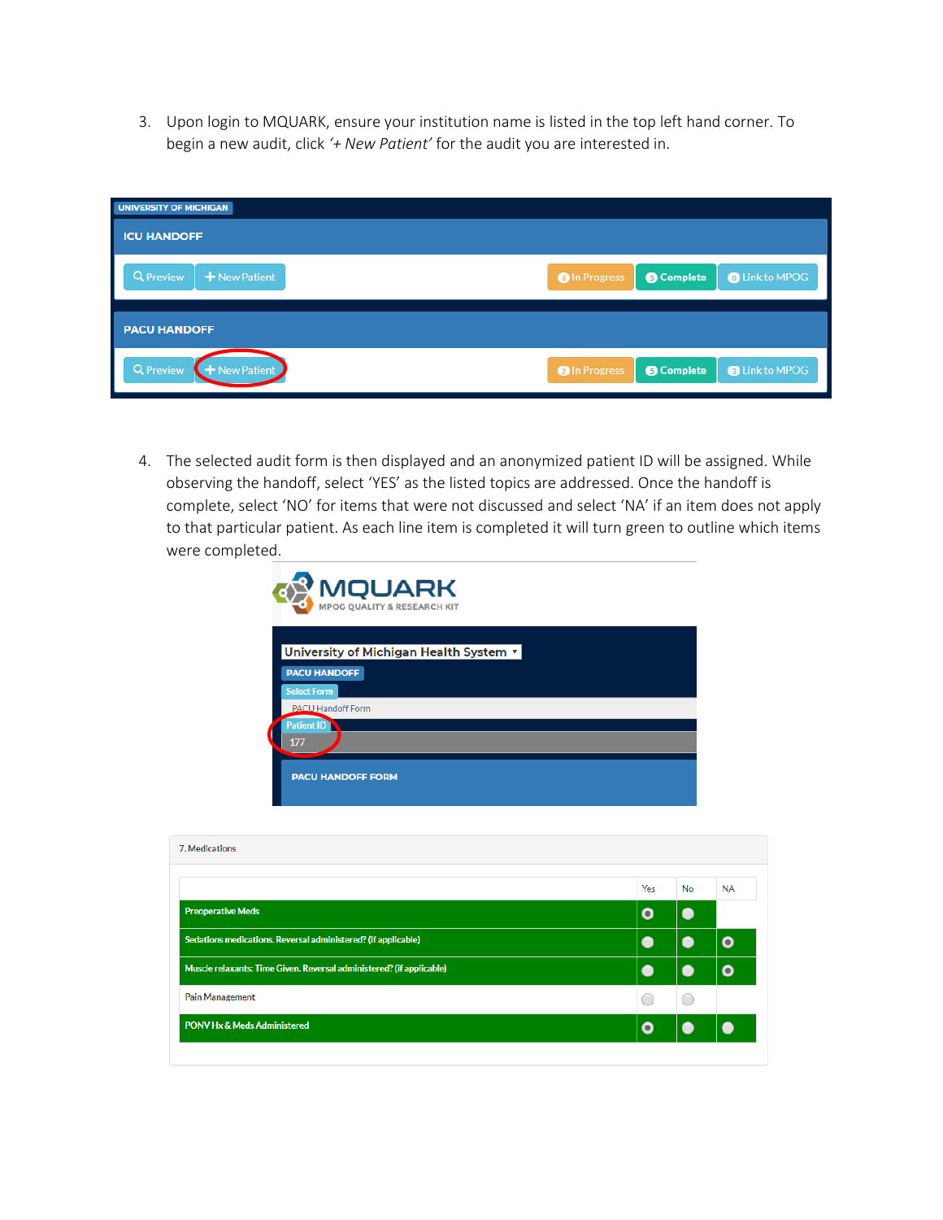3. Upon login to MQUARK, ensure your institution name is listed in the top left hand corner. To begin a new audit, click *'+ New Patient'* for the audit you are interested in.

4. The selected audit form is then displayed and an anonymized patient ID will be assigned. While observing the handoff, select 'YES' as the listed topics are addressed. Once the handoff is complete, select 'NO' for items that were not discussed and select 'NA' if an item does not apply to that particular patient. As each line item is completed it will turn green to outline which items were completed.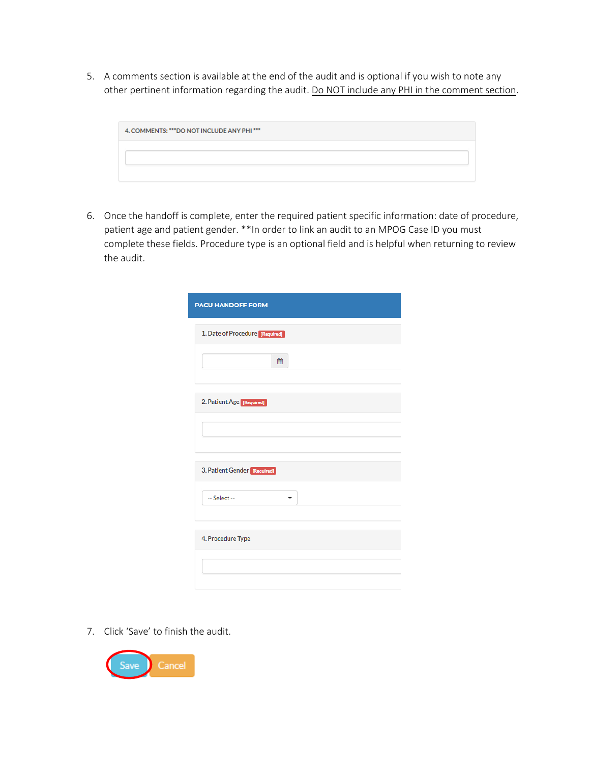5. A comments section is available at the end of the audit and is optional if you wish to note any other pertinent information regarding the audit. Do NOT include any PHI in the comment section.

4. COMMENTS: ***DO NOT INCLUDE ANY PHI ***

6. Once the handoff is complete, enter the required patient specific information: date of procedure, patient age and patient gender. **In order to link an audit to an MPOG Case ID you must complete these fields. Procedure type is an optional field and is helpful when returning to review the audit.

PACU HANDOFF FORM

1. Date of Procedure [Required]

2. Patient Age [Required]

3. Patient Gender [Required]

-- Select --

4. Procedure Type

7. Click 'Save' to finish the audit.

Save Cancel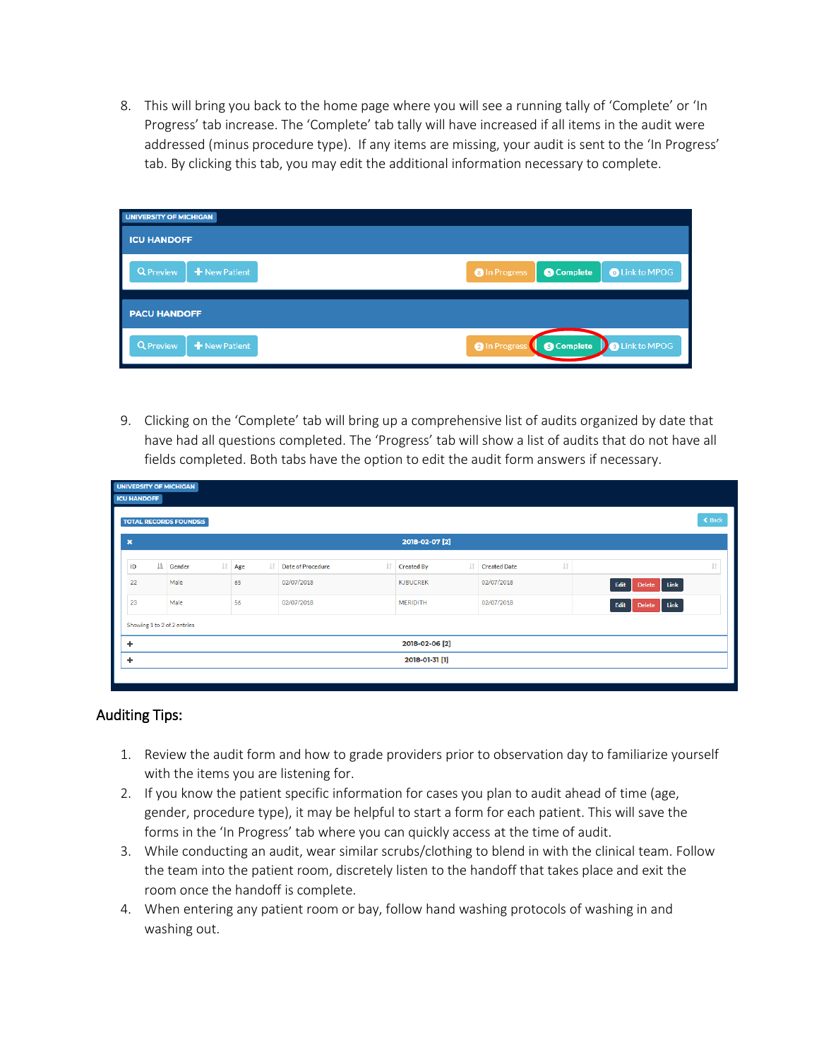8. This will bring you back to the home page where you will see a running tally of 'Complete' or 'In Progress' tab increase. The 'Complete' tab tally will have increased if all items in the audit were addressed (minus procedure type). If any items are missing, your audit is sent to the 'In Progress' tab. By clicking this tab, you may edit the additional information necessary to complete.

9. Clicking on the 'Complete' tab will bring up a comprehensive list of audits organized by date that have had all questions completed. The 'Progress' tab will show a list of audits that do not have all fields completed. Both tabs have the option to edit the audit form answers if necessary.

## Auditing Tips:

1. Review the audit form and how to grade providers prior to observation day to familiarize yourself with the items you are listening for.
2. If you know the patient specific information for cases you plan to audit ahead of time (age, gender, procedure type), it may be helpful to start a form for each patient. This will save the forms in the 'In Progress' tab where you can quickly access at the time of audit.
3. While conducting an audit, wear similar scrubs/clothing to blend in with the clinical team. Follow the team into the patient room, discretely listen to the handoff that takes place and exit the room once the handoff is complete.
4. When entering any patient room or bay, follow hand washing protocols of washing in and washing out.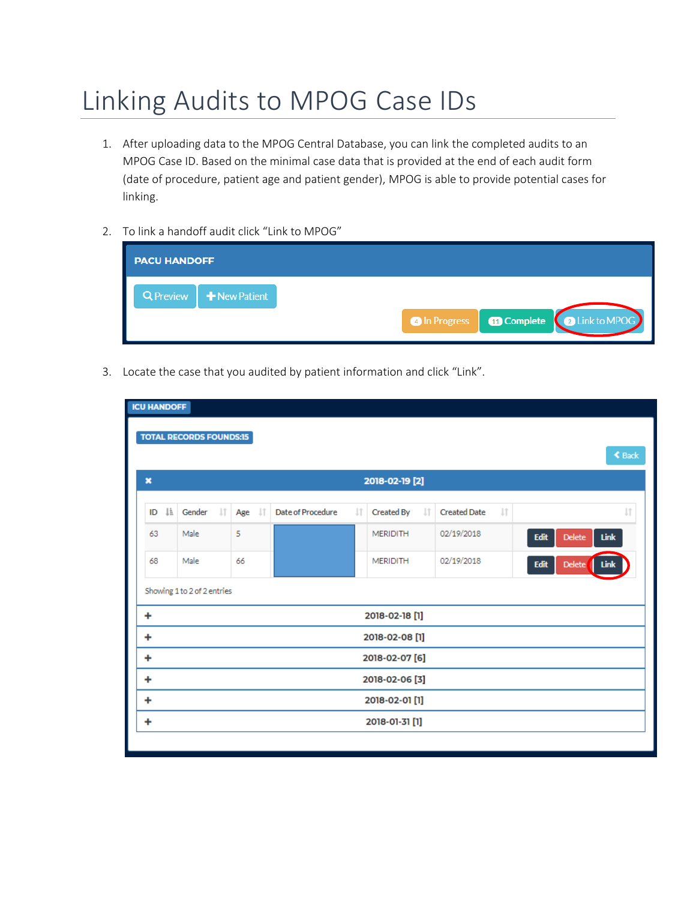# Linking Audits to MPOG Case IDs

1. After uploading data to the MPOG Central Database, you can link the completed audits to an MPOG Case ID. Based on the minimal case data that is provided at the end of each audit form (date of procedure, patient age and patient gender), MPOG is able to provide potential cases for linking.

2. To link a handoff audit click "Link to MPOG"

3. Locate the case that you audited by patient information and click "Link".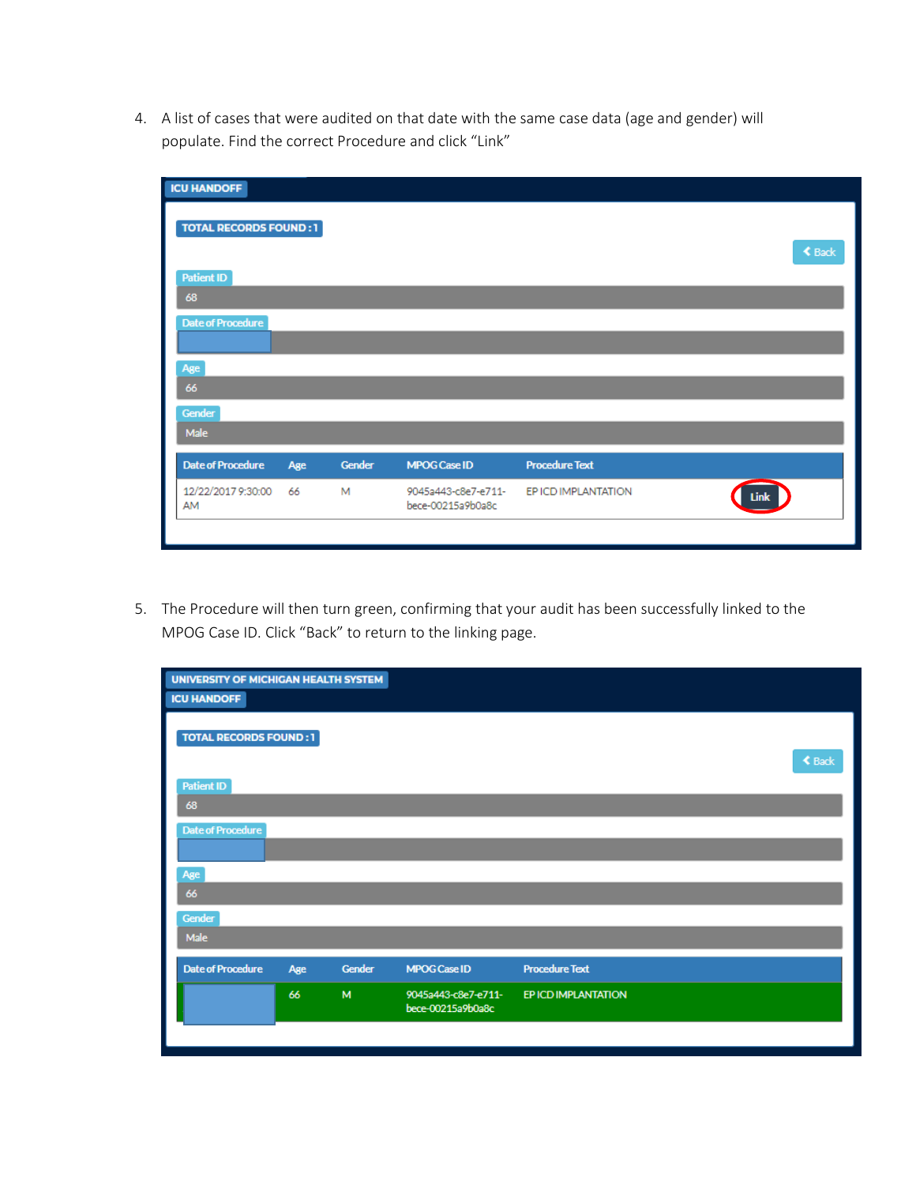4. A list of cases that were audited on that date with the same case data (age and gender) will populate. Find the correct Procedure and click "Link"

ICU HANDOFF

TOTAL RECORDS FOUND : 1

Back

Patient ID

68

Date of Procedure

Age

66

Gender

Male

| Date of Procedure | Age | Gender | MPOG Case ID | Procedure Text | |
|---|---|---|---|---|---|
| 12/22/2017 9:30:00 AM | 66 | M | 9045a443-c8e7-e711-bece-00215a9b0a8c | EP ICD IMPLANTATION | Link |

5. The Procedure will then turn green, confirming that your audit has been successfully linked to the MPOG Case ID. Click "Back" to return to the linking page.

UNIVERSITY OF MICHIGAN HEALTH SYSTEM

ICU HANDOFF

TOTAL RECORDS FOUND : 1

Back

Patient ID

68

Date of Procedure

Age

66

Gender

Male

| Date of Procedure | Age | Gender | MPOG Case ID | Procedure Text |
|---|---|---|---|---|
| | 66 | M | 9045a443-c8e7-e711-bece-00215a9b0a8c | EP ICD IMPLANTATION |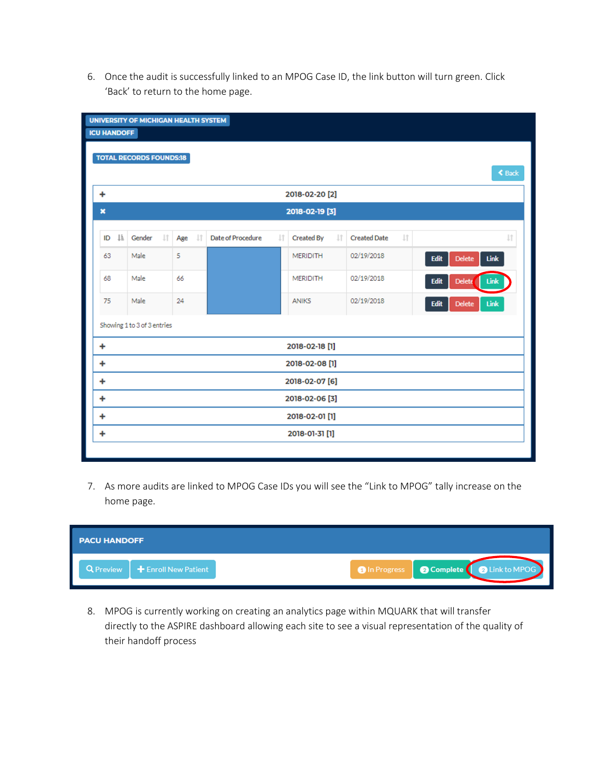6. Once the audit is successfully linked to an MPOG Case ID, the link button will turn green. Click 'Back' to return to the home page.

UNIVERSITY OF MICHIGAN HEALTH SYSTEM

ICU HANDOFF

TOTAL RECORDS FOUNDS:18

Back

+ 2018-02-20 [2]

× 2018-02-19 [3]

| ID | Gender | Age | Date of Procedure | Created By | Created Date | |
|---|---|---|---|---|---|---|
| 63 | Male | 5 | | MERIDITH | 02/19/2018 | Edit Delete Link |
| 68 | Male | 66 | | MERIDITH | 02/19/2018 | Edit Delete Link |
| 75 | Male | 24 | | ANIKS | 02/19/2018 | Edit Delete Link |

Showing 1 to 3 of 3 entries

+ 2018-02-18 [1]

+ 2018-02-08 [1]

+ 2018-02-07 [6]

+ 2018-02-06 [3]

+ 2018-02-01 [1]

+ 2018-01-31 [1]

7. As more audits are linked to MPOG Case IDs you will see the "Link to MPOG" tally increase on the home page.

PACU HANDOFF

Preview | Enroll New Patient | 1 In Progress | 2 Complete | 2 Link to MPOG

8. MPOG is currently working on creating an analytics page within MQUARK that will transfer directly to the ASPIRE dashboard allowing each site to see a visual representation of the quality of their handoff process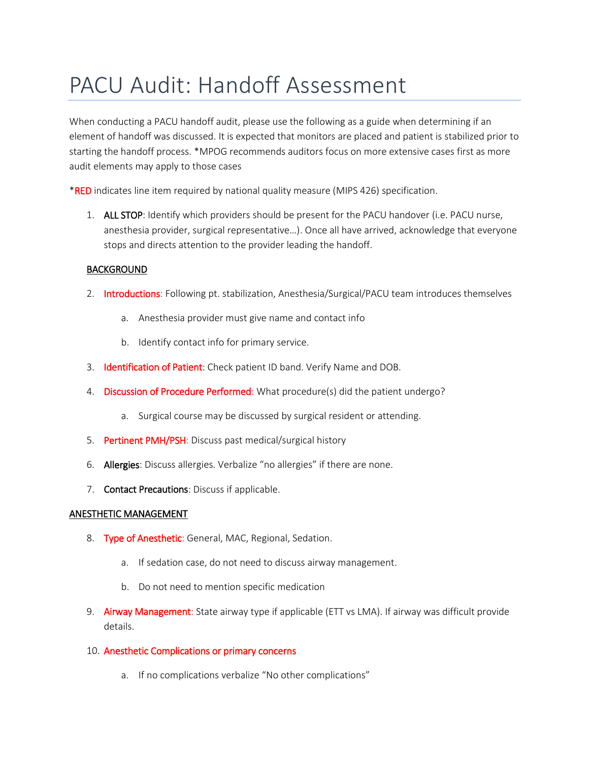# PACU Audit: Handoff Assessment

When conducting a PACU handoff audit, please use the following as a guide when determining if an element of handoff was discussed. It is expected that monitors are placed and patient is stabilized prior to starting the handoff process. *MPOG recommends auditors focus on more extensive cases first as more audit elements may apply to those cases

*RED indicates line item required by national quality measure (MIPS 426) specification.

1. ALL STOP: Identify which providers should be present for the PACU handover (i.e. PACU nurse, anesthesia provider, surgical representative…). Once all have arrived, acknowledge that everyone stops and directs attention to the provider leading the handoff.

## BACKGROUND

2. Introductions: Following pt. stabilization, Anesthesia/Surgical/PACU team introduces themselves
    a. Anesthesia provider must give name and contact info
    b. Identify contact info for primary service.
3. Identification of Patient: Check patient ID band. Verify Name and DOB.
4. Discussion of Procedure Performed: What procedure(s) did the patient undergo?
    a. Surgical course may be discussed by surgical resident or attending.
5. Pertinent PMH/PSH: Discuss past medical/surgical history
6. Allergies: Discuss allergies. Verbalize “no allergies” if there are none.
7. Contact Precautions: Discuss if applicable.

## ANESTHETIC MANAGEMENT

8. Type of Anesthetic: General, MAC, Regional, Sedation.
    a. If sedation case, do not need to discuss airway management.
    b. Do not need to mention specific medication
9. Airway Management: State airway type if applicable (ETT vs LMA). If airway was difficult provide details.
10. Anesthetic Complications or primary concerns
    a. If no complications verbalize “No other complications”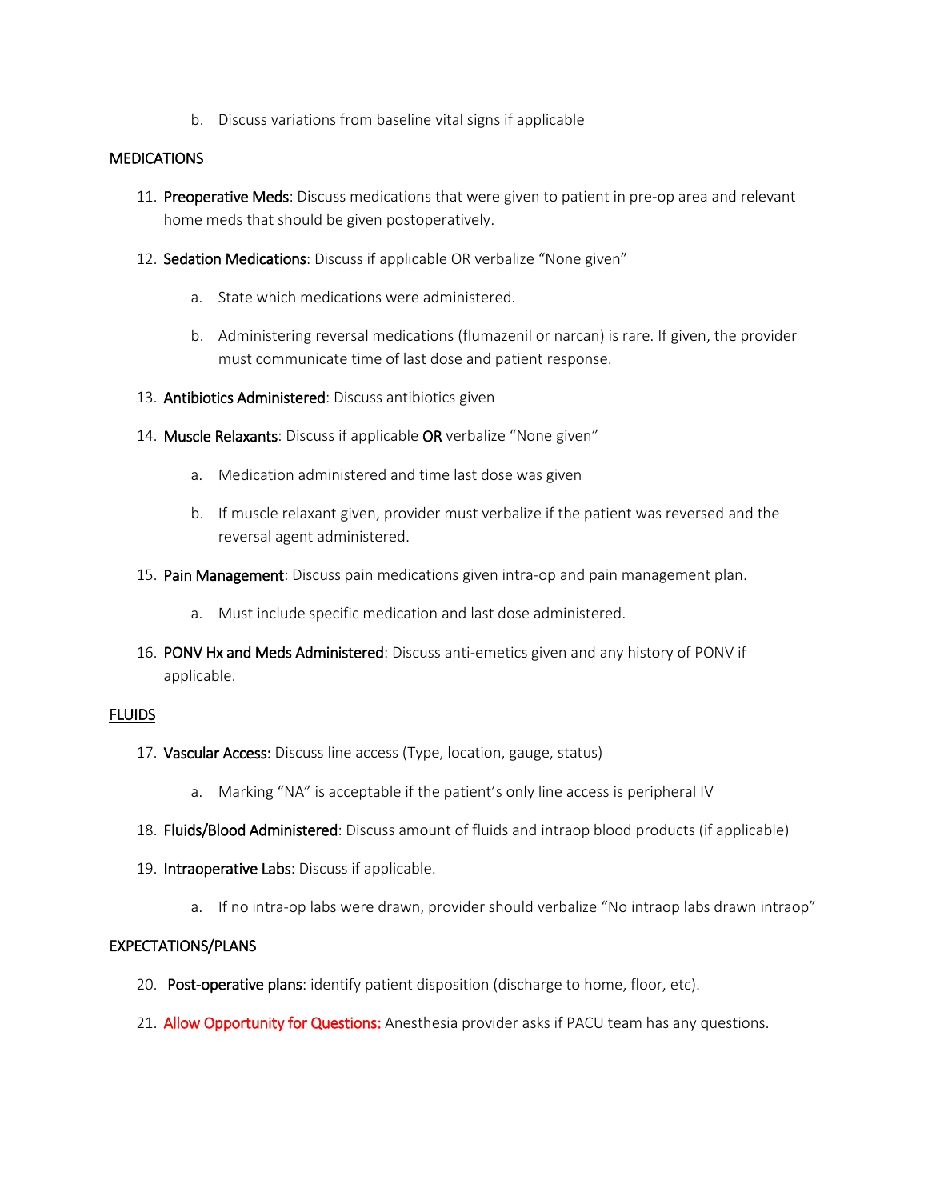b. Discuss variations from baseline vital signs if applicable

MEDICATIONS

11. **Preoperative Meds**: Discuss medications that were given to patient in pre-op area and relevant home meds that should be given postoperatively.

12. **Sedation Medications**: Discuss if applicable OR verbalize "None given"

    a. State which medications were administered.

    b. Administering reversal medications (flumazenil or narcan) is rare. If given, the provider must communicate time of last dose and patient response.

13. **Antibiotics Administered**: Discuss antibiotics given

14. **Muscle Relaxants**: Discuss if applicable **OR** verbalize "None given"

    a. Medication administered and time last dose was given

    b. If muscle relaxant given, provider must verbalize if the patient was reversed and the reversal agent administered.

15. **Pain Management**: Discuss pain medications given intra-op and pain management plan.

    a. Must include specific medication and last dose administered.

16. **PONV Hx and Meds Administered**: Discuss anti-emetics given and any history of PONV if applicable.

FLUIDS

17. **Vascular Access:** Discuss line access (Type, location, gauge, status)

    a. Marking "NA" is acceptable if the patient's only line access is peripheral IV

18. **Fluids/Blood Administered**: Discuss amount of fluids and intraop blood products (if applicable)

19. **Intraoperative Labs**: Discuss if applicable.

    a. If no intra-op labs were drawn, provider should verbalize "No intraop labs drawn intraop"

EXPECTATIONS/PLANS

20. **Post-operative plans**: identify patient disposition (discharge to home, floor, etc).

21. **Allow Opportunity for Questions:** Anesthesia provider asks if PACU team has any questions.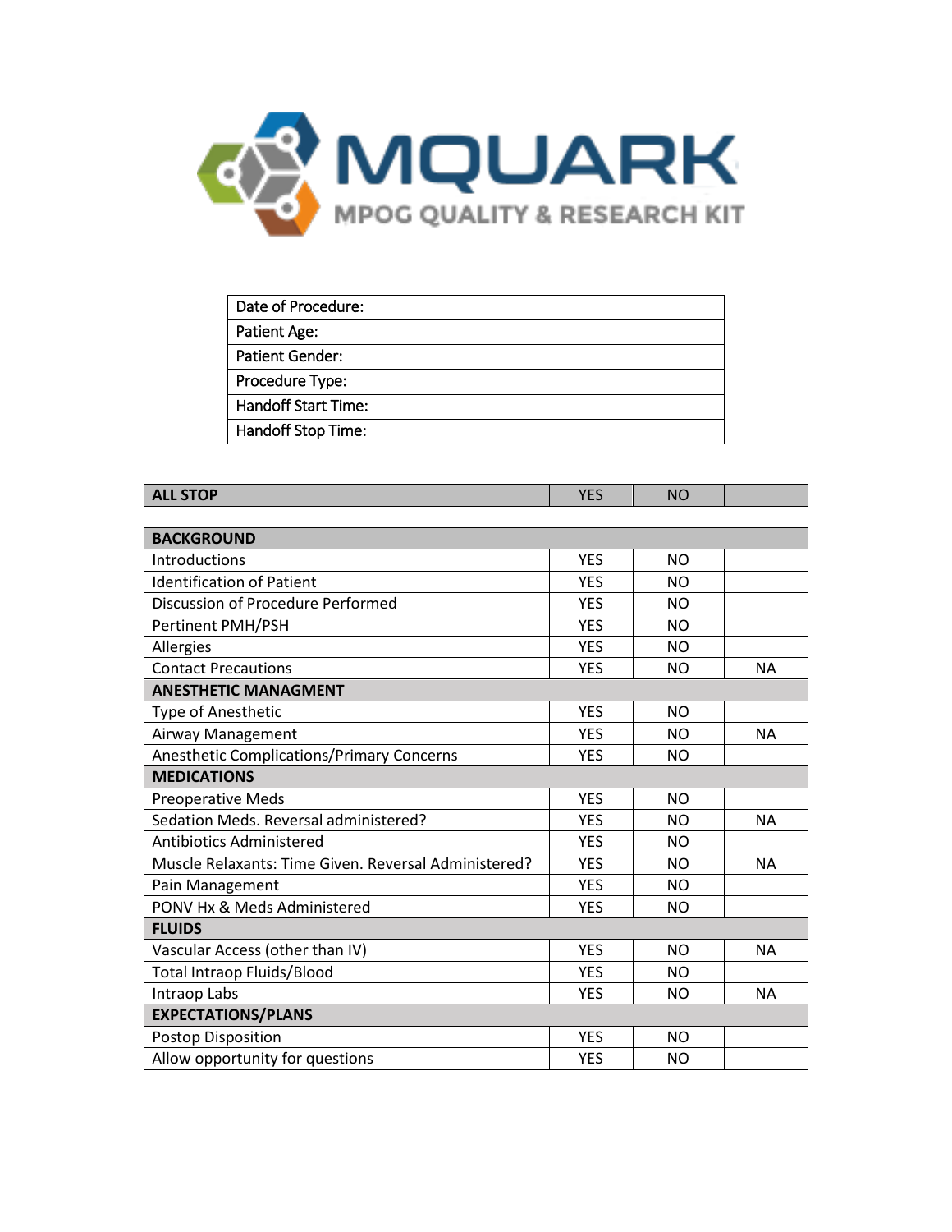MQUARK

MPOG QUALITY & RESEARCH KIT

| | |
|---|---|
| Date of Procedure: | |
| Patient Age: | |
| Patient Gender: | |
| Procedure Type: | |
| Handoff Start Time: | |
| Handoff Stop Time: | |

| **ALL STOP** | YES | NO | |
|---|---|---|---|
| | | | |
| **BACKGROUND** | | | |
| Introductions | YES | NO | |
| Identification of Patient | YES | NO | |
| Discussion of Procedure Performed | YES | NO | |
| Pertinent PMH/PSH | YES | NO | |
| Allergies | YES | NO | |
| Contact Precautions | YES | NO | NA |
| **ANESTHETIC MANAGMENT** | | | |
| Type of Anesthetic | YES | NO | |
| Airway Management | YES | NO | NA |
| Anesthetic Complications/Primary Concerns | YES | NO | |
| **MEDICATIONS** | | | |
| Preoperative Meds | YES | NO | |
| Sedation Meds. Reversal administered? | YES | NO | NA |
| Antibiotics Administered | YES | NO | |
| Muscle Relaxants: Time Given. Reversal Administered? | YES | NO | NA |
| Pain Management | YES | NO | |
| PONV Hx & Meds Administered | YES | NO | |
| **FLUIDS** | | | |
| Vascular Access (other than IV) | YES | NO | NA |
| Total Intraop Fluids/Blood | YES | NO | |
| Intraop Labs | YES | NO | NA |
| **EXPECTATIONS/PLANS** | | | |
| Postop Disposition | YES | NO | |
| Allow opportunity for questions | YES | NO | |